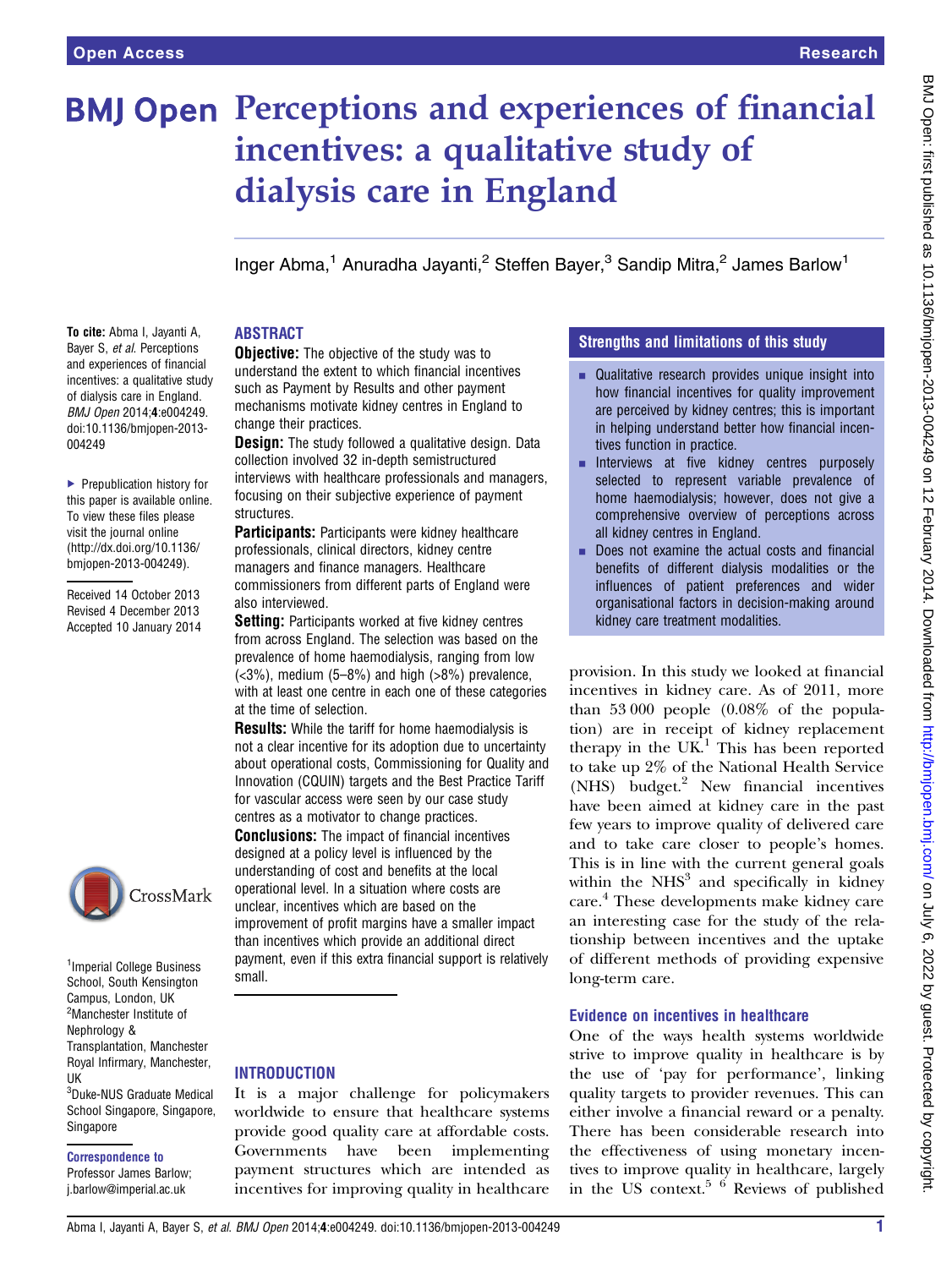# Perceptions and experiences of financial incentives: a qualitative study of dialysis care in England

Inger Abma,[1] Anuradha Jayanti,[2] Steffen Bayer,[3] Sandip Mitra,[2] James Barlow[1]

To cite: Abma I, Jayanti A, Bayer S, *et al*. Perceptions and experiences of financial incentives: a qualitative study of dialysis care in England. *BMJ Open* 2014;**4**:e004249. doi:10.1136/bmjopen-2013-004249

▸ Prepublication history for this paper is available online. To view these files please visit the journal online (http://dx.doi.org/10.1136/bmjopen-2013-004249).

Received 14 October 2013
Revised 4 December 2013
Accepted 10 January 2014

[1]Imperial College Business School, South Kensington Campus, London, UK
[2]Manchester Institute of Nephrology & Transplantation, Manchester Royal Infirmary, Manchester, UK
[3]Duke-NUS Graduate Medical School Singapore, Singapore, Singapore

**Correspondence to**
Professor James Barlow;
j.barlow@imperial.ac.uk

## ABSTRACT

**Objective:** The objective of the study was to understand the extent to which financial incentives such as Payment by Results and other payment mechanisms motivate kidney centres in England to change their practices.

**Design:** The study followed a qualitative design. Data collection involved 32 in-depth semistructured interviews with healthcare professionals and managers, focusing on their subjective experience of payment structures.

**Participants:** Participants were kidney healthcare professionals, clinical directors, kidney centre managers and finance managers. Healthcare commissioners from different parts of England were also interviewed.

**Setting:** Participants worked at five kidney centres from across England. The selection was based on the prevalence of home haemodialysis, ranging from low (<3%), medium (5–8%) and high (>8%) prevalence, with at least one centre in each one of these categories at the time of selection.

**Results:** While the tariff for home haemodialysis is not a clear incentive for its adoption due to uncertainty about operational costs, Commissioning for Quality and Innovation (CQUIN) targets and the Best Practice Tariff for vascular access were seen by our case study centres as a motivator to change practices.

**Conclusions:** The impact of financial incentives designed at a policy level is influenced by the understanding of cost and benefits at the local operational level. In a situation where costs are unclear, incentives which are based on the improvement of profit margins have a smaller impact than incentives which provide an additional direct payment, even if this extra financial support is relatively small.

## Strengths and limitations of this study

- Qualitative research provides unique insight into how financial incentives for quality improvement are perceived by kidney centres; this is important in helping understand better how financial incentives function in practice.
- Interviews at five kidney centres purposely selected to represent variable prevalence of home haemodialysis; however, does not give a comprehensive overview of perceptions across all kidney centres in England.
- Does not examine the actual costs and financial benefits of different dialysis modalities or the influences of patient preferences and wider organisational factors in decision-making around kidney care treatment modalities.

## INTRODUCTION

It is a major challenge for policymakers worldwide to ensure that healthcare systems provide good quality care at affordable costs. Governments have been implementing payment structures which are intended as incentives for improving quality in healthcare provision. In this study we looked at financial incentives in kidney care. As of 2011, more than 53 000 people (0.08% of the population) are in receipt of kidney replacement therapy in the UK.[1] This has been reported to take up 2% of the National Health Service (NHS) budget.[2] New financial incentives have been aimed at kidney care in the past few years to improve quality of delivered care and to take care closer to people's homes. This is in line with the current general goals within the NHS[3] and specifically in kidney care.[4] These developments make kidney care an interesting case for the study of the relationship between incentives and the uptake of different methods of providing expensive long-term care.

### Evidence on incentives in healthcare

One of the ways health systems worldwide strive to improve quality in healthcare is by the use of 'pay for performance', linking quality targets to provider revenues. This can either involve a financial reward or a penalty. There has been considerable research into the effectiveness of using monetary incentives to improve quality in healthcare, largely in the US context.[5,6] Reviews of published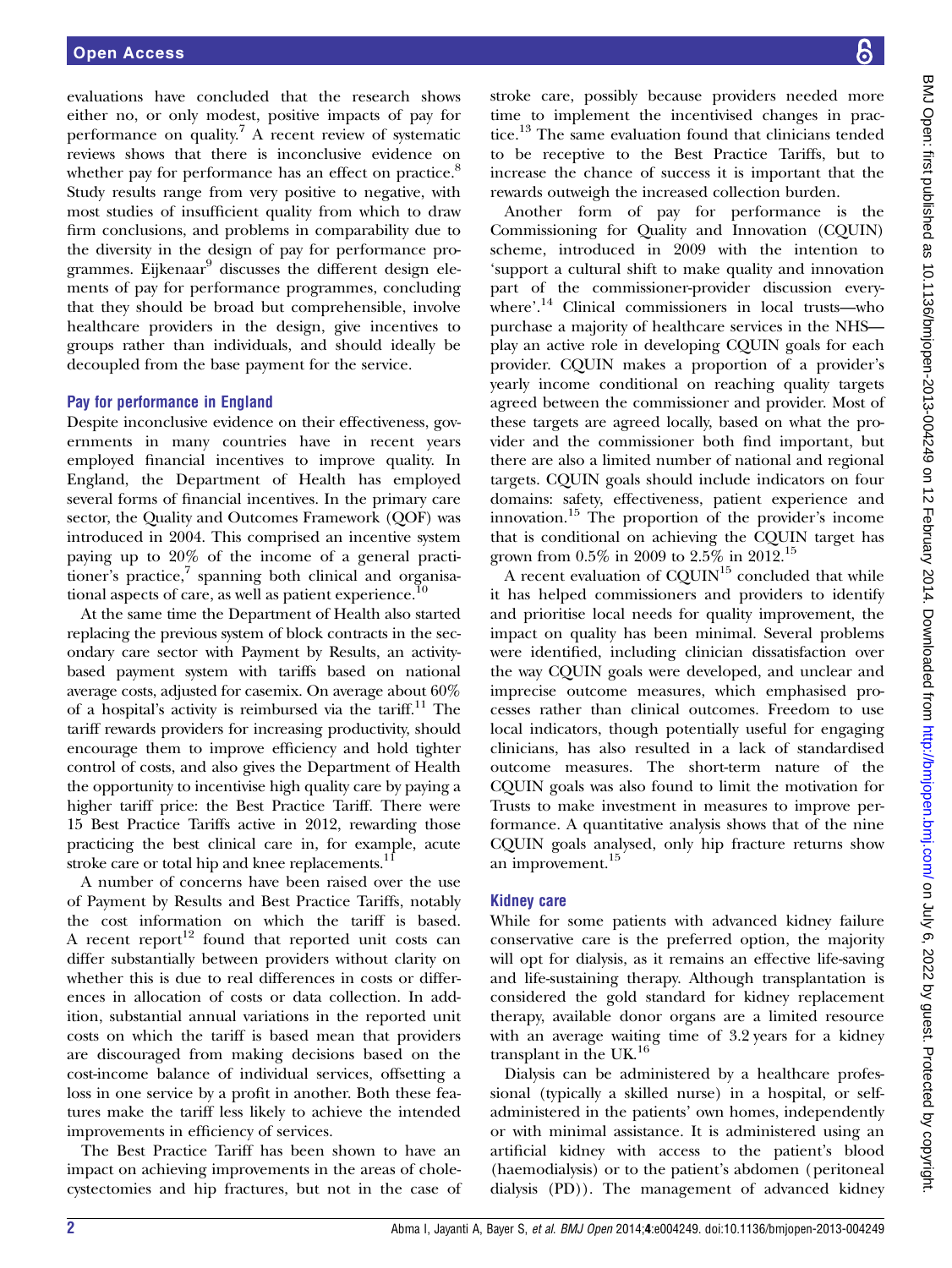evaluations have concluded that the research shows either no, or only modest, positive impacts of pay for performance on quality.[7] A recent review of systematic reviews shows that there is inconclusive evidence on whether pay for performance has an effect on practice.[8] Study results range from very positive to negative, with most studies of insufficient quality from which to draw firm conclusions, and problems in comparability due to the diversity in the design of pay for performance programmes. Eijkenaar[9] discusses the different design elements of pay for performance programmes, concluding that they should be broad but comprehensible, involve healthcare providers in the design, give incentives to groups rather than individuals, and should ideally be decoupled from the base payment for the service.

### Pay for performance in England

Despite inconclusive evidence on their effectiveness, governments in many countries have in recent years employed financial incentives to improve quality. In England, the Department of Health has employed several forms of financial incentives. In the primary care sector, the Quality and Outcomes Framework (QOF) was introduced in 2004. This comprised an incentive system paying up to 20% of the income of a general practitioner's practice,[7] spanning both clinical and organisational aspects of care, as well as patient experience.[10]

At the same time the Department of Health also started replacing the previous system of block contracts in the secondary care sector with Payment by Results, an activity-based payment system with tariffs based on national average costs, adjusted for casemix. On average about 60% of a hospital's activity is reimbursed via the tariff.[11] The tariff rewards providers for increasing productivity, should encourage them to improve efficiency and hold tighter control of costs, and also gives the Department of Health the opportunity to incentivise high quality care by paying a higher tariff price: the Best Practice Tariff. There were 15 Best Practice Tariffs active in 2012, rewarding those practicing the best clinical care in, for example, acute stroke care or total hip and knee replacements.[11]

A number of concerns have been raised over the use of Payment by Results and Best Practice Tariffs, notably the cost information on which the tariff is based. A recent report[12] found that reported unit costs can differ substantially between providers without clarity on whether this is due to real differences in costs or differences in allocation of costs or data collection. In addition, substantial annual variations in the reported unit costs on which the tariff is based mean that providers are discouraged from making decisions based on the cost-income balance of individual services, offsetting a loss in one service by a profit in another. Both these features make the tariff less likely to achieve the intended improvements in efficiency of services.

The Best Practice Tariff has been shown to have an impact on achieving improvements in the areas of cholecystectomies and hip fractures, but not in the case of stroke care, possibly because providers needed more time to implement the incentivised changes in practice.[13] The same evaluation found that clinicians tended to be receptive to the Best Practice Tariffs, but to increase the chance of success it is important that the rewards outweigh the increased collection burden.

Another form of pay for performance is the Commissioning for Quality and Innovation (CQUIN) scheme, introduced in 2009 with the intention to 'support a cultural shift to make quality and innovation part of the commissioner-provider discussion everywhere'.[14] Clinical commissioners in local trusts—who purchase a majority of healthcare services in the NHS—play an active role in developing CQUIN goals for each provider. CQUIN makes a proportion of a provider's yearly income conditional on reaching quality targets agreed between the commissioner and provider. Most of these targets are agreed locally, based on what the provider and the commissioner both find important, but there are also a limited number of national and regional targets. CQUIN goals should include indicators on four domains: safety, effectiveness, patient experience and innovation.[15] The proportion of the provider's income that is conditional on achieving the CQUIN target has grown from 0.5% in 2009 to 2.5% in 2012.[15]

A recent evaluation of CQUIN[15] concluded that while it has helped commissioners and providers to identify and prioritise local needs for quality improvement, the impact on quality has been minimal. Several problems were identified, including clinician dissatisfaction over the way CQUIN goals were developed, and unclear and imprecise outcome measures, which emphasised processes rather than clinical outcomes. Freedom to use local indicators, though potentially useful for engaging clinicians, has also resulted in a lack of standardised outcome measures. The short-term nature of the CQUIN goals was also found to limit the motivation for Trusts to make investment in measures to improve performance. A quantitative analysis shows that of the nine CQUIN goals analysed, only hip fracture returns show an improvement.[15]

### Kidney care

While for some patients with advanced kidney failure conservative care is the preferred option, the majority will opt for dialysis, as it remains an effective life-saving and life-sustaining therapy. Although transplantation is considered the gold standard for kidney replacement therapy, available donor organs are a limited resource with an average waiting time of 3.2 years for a kidney transplant in the UK.[16]

Dialysis can be administered by a healthcare professional (typically a skilled nurse) in a hospital, or self-administered in the patients' own homes, independently or with minimal assistance. It is administered using an artificial kidney with access to the patient's blood (haemodialysis) or to the patient's abdomen (peritoneal dialysis (PD)). The management of advanced kidney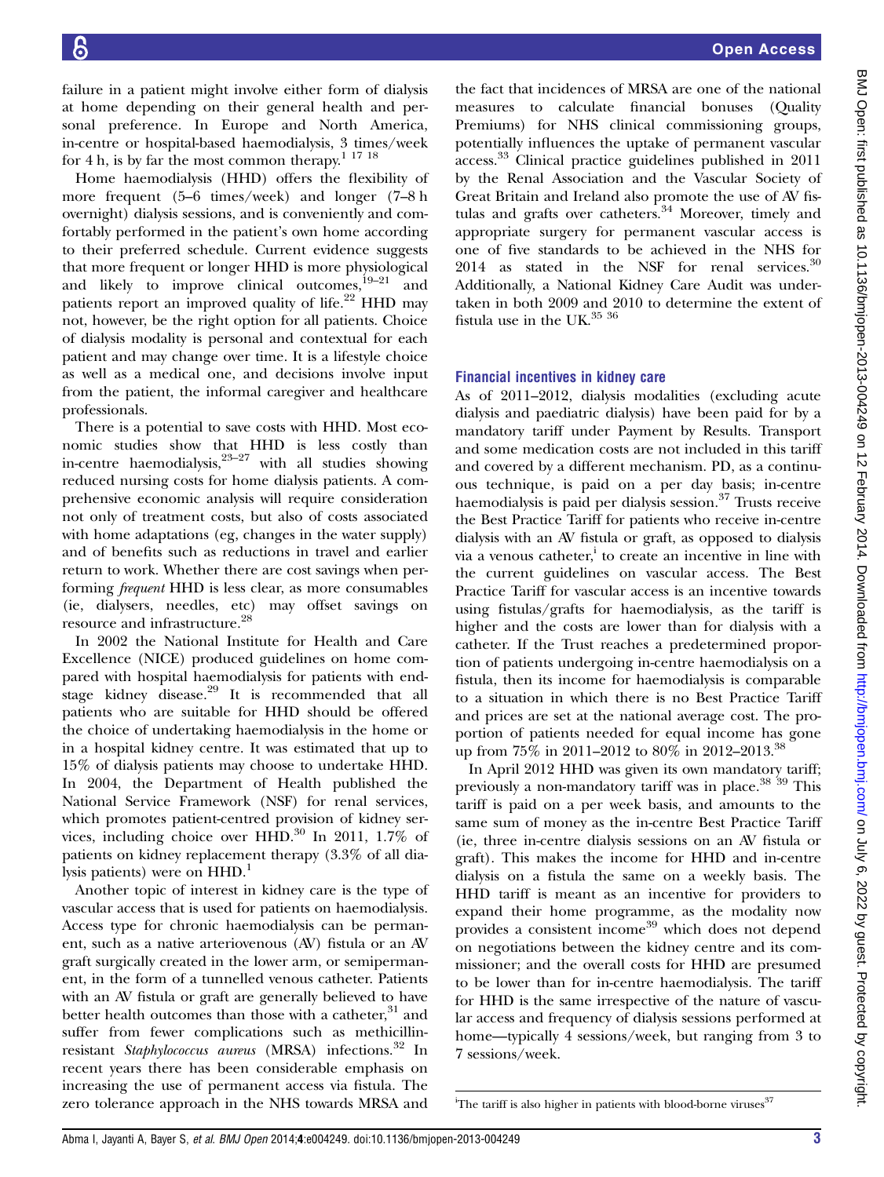failure in a patient might involve either form of dialysis at home depending on their general health and personal preference. In Europe and North America, in-centre or hospital-based haemodialysis, 3 times/week for 4 h, is by far the most common therapy.[1 17 18]

Home haemodialysis (HHD) offers the flexibility of more frequent (5–6 times/week) and longer (7–8 h overnight) dialysis sessions, and is conveniently and comfortably performed in the patient's own home according to their preferred schedule. Current evidence suggests that more frequent or longer HHD is more physiological and likely to improve clinical outcomes,[19–21] and patients report an improved quality of life.[22] HHD may not, however, be the right option for all patients. Choice of dialysis modality is personal and contextual for each patient and may change over time. It is a lifestyle choice as well as a medical one, and decisions involve input from the patient, the informal caregiver and healthcare professionals.

There is a potential to save costs with HHD. Most economic studies show that HHD is less costly than in-centre haemodialysis,[23–27] with all studies showing reduced nursing costs for home dialysis patients. A comprehensive economic analysis will require consideration not only of treatment costs, but also of costs associated with home adaptations (eg, changes in the water supply) and of benefits such as reductions in travel and earlier return to work. Whether there are cost savings when performing *frequent* HHD is less clear, as more consumables (ie, dialysers, needles, etc) may offset savings on resource and infrastructure.[28]

In 2002 the National Institute for Health and Care Excellence (NICE) produced guidelines on home compared with hospital haemodialysis for patients with end-stage kidney disease.[29] It is recommended that all patients who are suitable for HHD should be offered the choice of undertaking haemodialysis in the home or in a hospital kidney centre. It was estimated that up to 15% of dialysis patients may choose to undertake HHD. In 2004, the Department of Health published the National Service Framework (NSF) for renal services, which promotes patient-centred provision of kidney services, including choice over HHD.[30] In 2011, 1.7% of patients on kidney replacement therapy (3.3% of all dialysis patients) were on HHD.[1]

Another topic of interest in kidney care is the type of vascular access that is used for patients on haemodialysis. Access type for chronic haemodialysis can be permanent, such as a native arteriovenous (AV) fistula or an AV graft surgically created in the lower arm, or semipermanent, in the form of a tunnelled venous catheter. Patients with an AV fistula or graft are generally believed to have better health outcomes than those with a catheter,[31] and suffer from fewer complications such as methicillin-resistant *Staphylococcus aureus* (MRSA) infections.[32] In recent years there has been considerable emphasis on increasing the use of permanent access via fistula. The zero tolerance approach in the NHS towards MRSA and the fact that incidences of MRSA are one of the national measures to calculate financial bonuses (Quality Premiums) for NHS clinical commissioning groups, potentially influences the uptake of permanent vascular access.[33] Clinical practice guidelines published in 2011 by the Renal Association and the Vascular Society of Great Britain and Ireland also promote the use of AV fistulas and grafts over catheters.[34] Moreover, timely and appropriate surgery for permanent vascular access is one of five standards to be achieved in the NHS for 2014 as stated in the NSF for renal services.[30] Additionally, a National Kidney Care Audit was undertaken in both 2009 and 2010 to determine the extent of fistula use in the UK.[35 36]

## Financial incentives in kidney care

As of 2011–2012, dialysis modalities (excluding acute dialysis and paediatric dialysis) have been paid for by a mandatory tariff under Payment by Results. Transport and some medication costs are not included in this tariff and covered by a different mechanism. PD, as a continuous technique, is paid on a per day basis; in-centre haemodialysis is paid per dialysis session.[37] Trusts receive the Best Practice Tariff for patients who receive in-centre dialysis with an AV fistula or graft, as opposed to dialysis via a venous catheter,[i] to create an incentive in line with the current guidelines on vascular access. The Best Practice Tariff for vascular access is an incentive towards using fistulas/grafts for haemodialysis, as the tariff is higher and the costs are lower than for dialysis with a catheter. If the Trust reaches a predetermined proportion of patients undergoing in-centre haemodialysis on a fistula, then its income for haemodialysis is comparable to a situation in which there is no Best Practice Tariff and prices are set at the national average cost. The proportion of patients needed for equal income has gone up from 75% in 2011–2012 to 80% in 2012–2013.[38]

In April 2012 HHD was given its own mandatory tariff; previously a non-mandatory tariff was in place.[38 39] This tariff is paid on a per week basis, and amounts to the same sum of money as the in-centre Best Practice Tariff (ie, three in-centre dialysis sessions on an AV fistula or graft). This makes the income for HHD and in-centre dialysis on a fistula the same on a weekly basis. The HHD tariff is meant as an incentive for providers to expand their home programme, as the modality now provides a consistent income[39] which does not depend on negotiations between the kidney centre and its commissioner; and the overall costs for HHD are presumed to be lower than for in-centre haemodialysis. The tariff for HHD is the same irrespective of the nature of vascular access and frequency of dialysis sessions performed at home—typically 4 sessions/week, but ranging from 3 to 7 sessions/week.

[i]The tariff is also higher in patients with blood-borne viruses[37]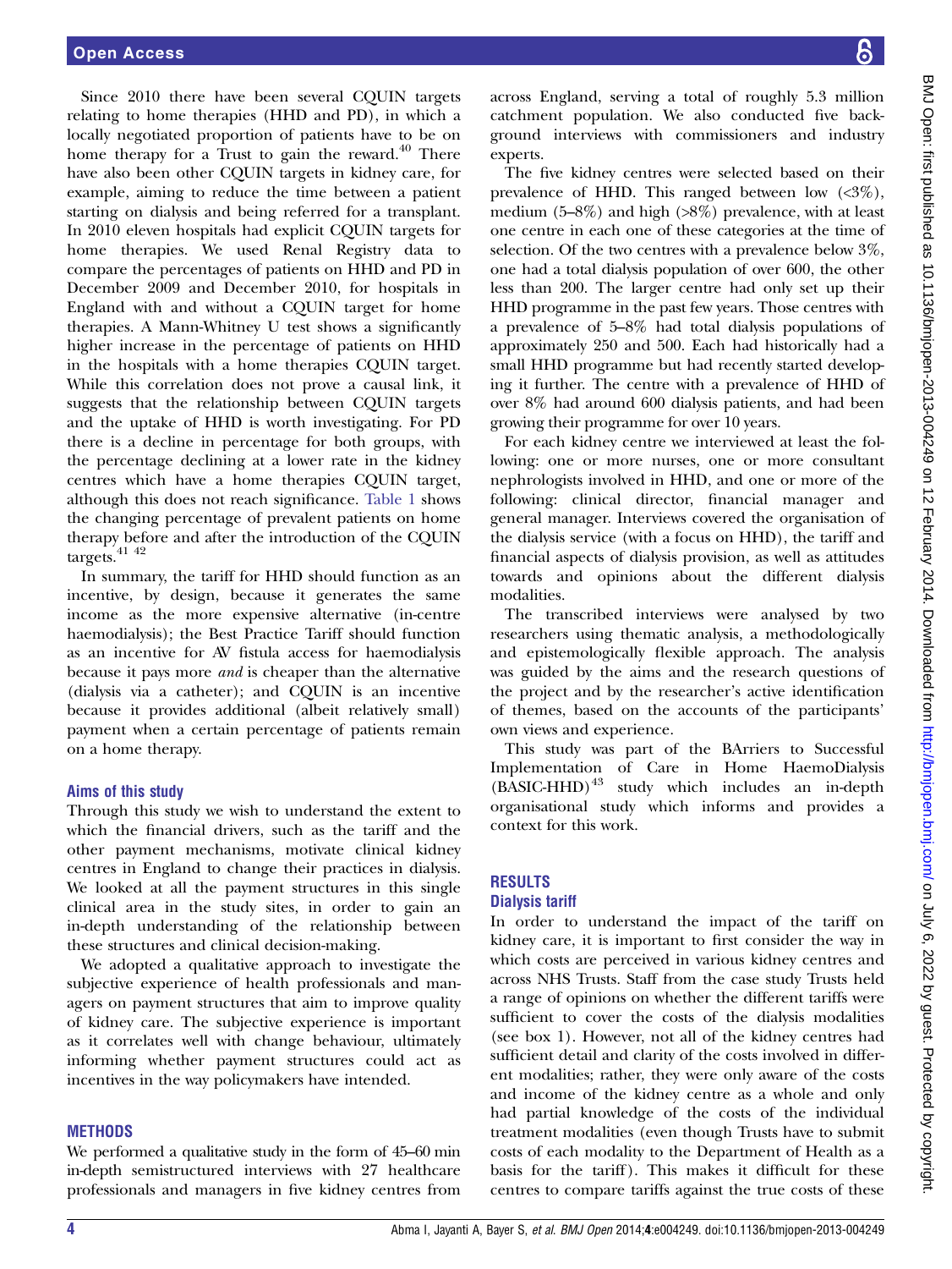Since 2010 there have been several CQUIN targets relating to home therapies (HHD and PD), in which a locally negotiated proportion of patients have to be on home therapy for a Trust to gain the reward.[40] There have also been other CQUIN targets in kidney care, for example, aiming to reduce the time between a patient starting on dialysis and being referred for a transplant. In 2010 eleven hospitals had explicit CQUIN targets for home therapies. We used Renal Registry data to compare the percentages of patients on HHD and PD in December 2009 and December 2010, for hospitals in England with and without a CQUIN target for home therapies. A Mann-Whitney U test shows a significantly higher increase in the percentage of patients on HHD in the hospitals with a home therapies CQUIN target. While this correlation does not prove a causal link, it suggests that the relationship between CQUIN targets and the uptake of HHD is worth investigating. For PD there is a decline in percentage for both groups, with the percentage declining at a lower rate in the kidney centres which have a home therapies CQUIN target, although this does not reach significance. Table 1 shows the changing percentage of prevalent patients on home therapy before and after the introduction of the CQUIN targets.[41 42]

In summary, the tariff for HHD should function as an incentive, by design, because it generates the same income as the more expensive alternative (in-centre haemodialysis); the Best Practice Tariff should function as an incentive for AV fistula access for haemodialysis because it pays more *and* is cheaper than the alternative (dialysis via a catheter); and CQUIN is an incentive because it provides additional (albeit relatively small) payment when a certain percentage of patients remain on a home therapy.

### Aims of this study

Through this study we wish to understand the extent to which the financial drivers, such as the tariff and the other payment mechanisms, motivate clinical kidney centres in England to change their practices in dialysis. We looked at all the payment structures in this single clinical area in the study sites, in order to gain an in-depth understanding of the relationship between these structures and clinical decision-making.

We adopted a qualitative approach to investigate the subjective experience of health professionals and managers on payment structures that aim to improve quality of kidney care. The subjective experience is important as it correlates well with change behaviour, ultimately informing whether payment structures could act as incentives in the way policymakers have intended.

## METHODS

We performed a qualitative study in the form of 45–60 min in-depth semistructured interviews with 27 healthcare professionals and managers in five kidney centres from across England, serving a total of roughly 5.3 million catchment population. We also conducted five background interviews with commissioners and industry experts.

The five kidney centres were selected based on their prevalence of HHD. This ranged between low (<3%), medium (5–8%) and high (>8%) prevalence, with at least one centre in each one of these categories at the time of selection. Of the two centres with a prevalence below 3%, one had a total dialysis population of over 600, the other less than 200. The larger centre had only set up their HHD programme in the past few years. Those centres with a prevalence of 5–8% had total dialysis populations of approximately 250 and 500. Each had historically had a small HHD programme but had recently started developing it further. The centre with a prevalence of HHD of over 8% had around 600 dialysis patients, and had been growing their programme for over 10 years.

For each kidney centre we interviewed at least the following: one or more nurses, one or more consultant nephrologists involved in HHD, and one or more of the following: clinical director, financial manager and general manager. Interviews covered the organisation of the dialysis service (with a focus on HHD), the tariff and financial aspects of dialysis provision, as well as attitudes towards and opinions about the different dialysis modalities.

The transcribed interviews were analysed by two researchers using thematic analysis, a methodologically and epistemologically flexible approach. The analysis was guided by the aims and the research questions of the project and by the researcher's active identification of themes, based on the accounts of the participants' own views and experience.

This study was part of the BArriers to Successful Implementation of Care in Home HaemoDialysis (BASIC-HHD)[43] study which includes an in-depth organisational study which informs and provides a context for this work.

## RESULTS

### Dialysis tariff

In order to understand the impact of the tariff on kidney care, it is important to first consider the way in which costs are perceived in various kidney centres and across NHS Trusts. Staff from the case study Trusts held a range of opinions on whether the different tariffs were sufficient to cover the costs of the dialysis modalities (see box 1). However, not all of the kidney centres had sufficient detail and clarity of the costs involved in different modalities; rather, they were only aware of the costs and income of the kidney centre as a whole and only had partial knowledge of the costs of the individual treatment modalities (even though Trusts have to submit costs of each modality to the Department of Health as a basis for the tariff). This makes it difficult for these centres to compare tariffs against the true costs of these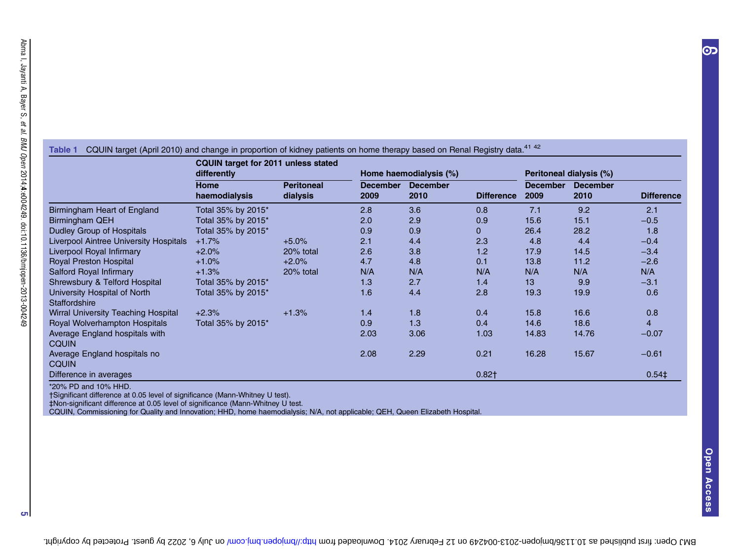**Table 1** CQUIN target (April 2010) and change in proportion of kidney patients on home therapy based on Renal Registry data.[41 42]

| | CQUIN target for 2011 unless stated differently | | Home haemodialysis (%) | | | Peritoneal dialysis (%) | | |
|---|---|---|---|---|---|---|---|---|
| | Home haemodialysis | Peritoneal dialysis | December 2009 | December 2010 | Difference | December 2009 | December 2010 | Difference |
| Birmingham Heart of England | Total 35% by 2015* | | 2.8 | 3.6 | 0.8 | 7.1 | 9.2 | 2.1 |
| Birmingham QEH | Total 35% by 2015* | | 2.0 | 2.9 | 0.9 | 15.6 | 15.1 | −0.5 |
| Dudley Group of Hospitals | Total 35% by 2015* | | 0.9 | 0.9 | 0 | 26.4 | 28.2 | 1.8 |
| Liverpool Aintree University Hospitals | +1.7% | +5.0% | 2.1 | 4.4 | 2.3 | 4.8 | 4.4 | −0.4 |
| Liverpool Royal Infirmary | +2.0% | 20% total | 2.6 | 3.8 | 1.2 | 17.9 | 14.5 | −3.4 |
| Royal Preston Hospital | +1.0% | +2.0% | 4.7 | 4.8 | 0.1 | 13.8 | 11.2 | −2.6 |
| Salford Royal Infirmary | +1.3% | 20% total | N/A | N/A | N/A | N/A | N/A | N/A |
| Shrewsbury & Telford Hospital | Total 35% by 2015* | | 1.3 | 2.7 | 1.4 | 13 | 9.9 | −3.1 |
| University Hospital of North Staffordshire | Total 35% by 2015* | | 1.6 | 4.4 | 2.8 | 19.3 | 19.9 | 0.6 |
| Wirral University Teaching Hospital | +2.3% | +1.3% | 1.4 | 1.8 | 0.4 | 15.8 | 16.6 | 0.8 |
| Royal Wolverhampton Hospitals | Total 35% by 2015* | | 0.9 | 1.3 | 0.4 | 14.6 | 18.6 | 4 |
| Average England hospitals with CQUIN | | | 2.03 | 3.06 | 1.03 | 14.83 | 14.76 | −0.07 |
| Average England hospitals no CQUIN | | | 2.08 | 2.29 | 0.21 | 16.28 | 15.67 | −0.61 |
| Difference in averages | | | | | 0.82† | | | 0.54‡ |

*20% PD and 10% HHD.
†Significant difference at 0.05 level of significance (Mann-Whitney U test).
‡Non-significant difference at 0.05 level of significance (Mann-Whitney U test.
CQUIN, Commissioning for Quality and Innovation; HHD, home haemodialysis; N/A, not applicable; QEH, Queen Elizabeth Hospital.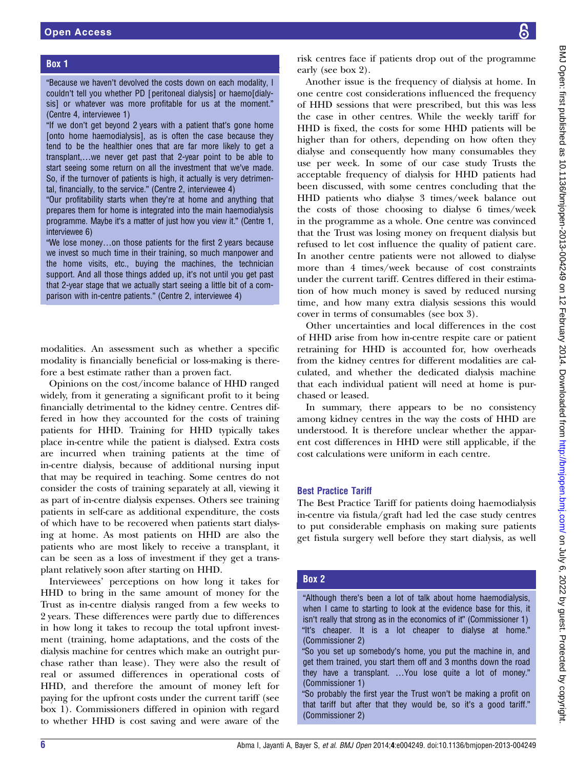**Box 1**

"Because we haven't devolved the costs down on each modality, I couldn't tell you whether PD [peritoneal dialysis] or haemo[dialysis] or whatever was more profitable for us at the moment." (Centre 4, interviewee 1)

"If we don't get beyond 2 years with a patient that's gone home [onto home haemodialysis], as is often the case because they tend to be the healthier ones that are far more likely to get a transplant,…we never get past that 2-year point to be able to start seeing some return on all the investment that we've made. So, if the turnover of patients is high, it actually is very detrimental, financially, to the service." (Centre 2, interviewee 4)

"Our profitability starts when they're at home and anything that prepares them for home is integrated into the main haemodialysis programme. Maybe it's a matter of just how you view it." (Centre 1, interviewee 6)

"We lose money…on those patients for the first 2 years because we invest so much time in their training, so much manpower and the home visits, etc., buying the machines, the technician support. And all those things added up, it's not until you get past that 2-year stage that we actually start seeing a little bit of a comparison with in-centre patients." (Centre 2, interviewee 4)

modalities. An assessment such as whether a specific modality is financially beneficial or loss-making is therefore a best estimate rather than a proven fact.

Opinions on the cost/income balance of HHD ranged widely, from it generating a significant profit to it being financially detrimental to the kidney centre. Centres differed in how they accounted for the costs of training patients for HHD. Training for HHD typically takes place in-centre while the patient is dialysed. Extra costs are incurred when training patients at the time of in-centre dialysis, because of additional nursing input that may be required in teaching. Some centres do not consider the costs of training separately at all, viewing it as part of in-centre dialysis expenses. Others see training patients in self-care as additional expenditure, the costs of which have to be recovered when patients start dialysing at home. As most patients on HHD are also the patients who are most likely to receive a transplant, it can be seen as a loss of investment if they get a transplant relatively soon after starting on HHD.

Interviewees' perceptions on how long it takes for HHD to bring in the same amount of money for the Trust as in-centre dialysis ranged from a few weeks to 2 years. These differences were partly due to differences in how long it takes to recoup the total upfront investment (training, home adaptations, and the costs of the dialysis machine for centres which make an outright purchase rather than lease). They were also the result of real or assumed differences in operational costs of HHD, and therefore the amount of money left for paying for the upfront costs under the current tariff (see box 1). Commissioners differed in opinion with regard to whether HHD is cost saving and were aware of the risk centres face if patients drop out of the programme early (see box 2).

Another issue is the frequency of dialysis at home. In one centre cost considerations influenced the frequency of HHD sessions that were prescribed, but this was less the case in other centres. While the weekly tariff for HHD is fixed, the costs for some HHD patients will be higher than for others, depending on how often they dialyse and consequently how many consumables they use per week. In some of our case study Trusts the acceptable frequency of dialysis for HHD patients had been discussed, with some centres concluding that the HHD patients who dialyse 3 times/week balance out the costs of those choosing to dialyse 6 times/week in the programme as a whole. One centre was convinced that the Trust was losing money on frequent dialysis but refused to let cost influence the quality of patient care. In another centre patients were not allowed to dialyse more than 4 times/week because of cost constraints under the current tariff. Centres differed in their estimation of how much money is saved by reduced nursing time, and how many extra dialysis sessions this would cover in terms of consumables (see box 3).

Other uncertainties and local differences in the cost of HHD arise from how in-centre respite care or patient retraining for HHD is accounted for, how overheads from the kidney centres for different modalities are calculated, and whether the dedicated dialysis machine that each individual patient will need at home is purchased or leased.

In summary, there appears to be no consistency among kidney centres in the way the costs of HHD are understood. It is therefore unclear whether the apparent cost differences in HHD were still applicable, if the cost calculations were uniform in each centre.

## Best Practice Tariff

The Best Practice Tariff for patients doing haemodialysis in-centre via fistula/graft had led the case study centres to put considerable emphasis on making sure patients get fistula surgery well before they start dialysis, as well

**Box 2**

"Although there's been a lot of talk about home haemodialysis, when I came to starting to look at the evidence base for this, it isn't really that strong as in the economics of it" (Commissioner 1)

"It's cheaper. It is a lot cheaper to dialyse at home." (Commissioner 2)

"So you set up somebody's home, you put the machine in, and get them trained, you start them off and 3 months down the road they have a transplant. …You lose quite a lot of money." (Commissioner 1)

"So probably the first year the Trust won't be making a profit on that tariff but after that they would be, so it's a good tariff." (Commissioner 2)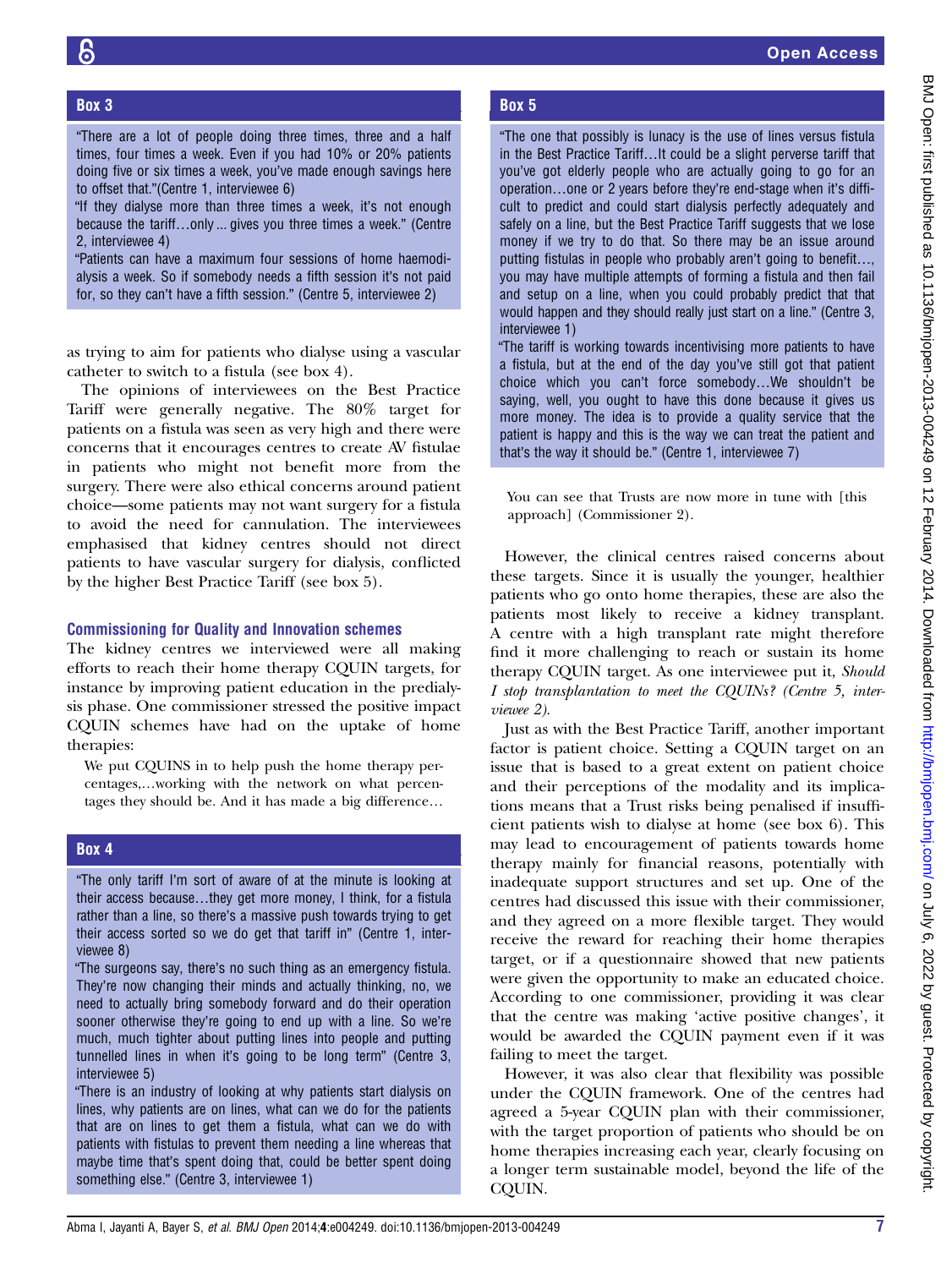### Box 3

"There are a lot of people doing three times, three and a half times, four times a week. Even if you had 10% or 20% patients doing five or six times a week, you've made enough savings here to offset that."(Centre 1, interviewee 6)

"If they dialyse more than three times a week, it's not enough because the tariff…only ... gives you three times a week." (Centre 2, interviewee 4)

"Patients can have a maximum four sessions of home haemodialysis a week. So if somebody needs a fifth session it's not paid for, so they can't have a fifth session." (Centre 5, interviewee 2)

as trying to aim for patients who dialyse using a vascular catheter to switch to a fistula (see box 4).

The opinions of interviewees on the Best Practice Tariff were generally negative. The 80% target for patients on a fistula was seen as very high and there were concerns that it encourages centres to create AV fistulae in patients who might not benefit more from the surgery. There were also ethical concerns around patient choice—some patients may not want surgery for a fistula to avoid the need for cannulation. The interviewees emphasised that kidney centres should not direct patients to have vascular surgery for dialysis, conflicted by the higher Best Practice Tariff (see box 5).

### Commissioning for Quality and Innovation schemes

The kidney centres we interviewed were all making efforts to reach their home therapy CQUIN targets, for instance by improving patient education in the predialysis phase. One commissioner stressed the positive impact CQUIN schemes have had on the uptake of home therapies:

> We put CQUINS in to help push the home therapy percentages,…working with the network on what percentages they should be. And it has made a big difference…
>
> You can see that Trusts are now more in tune with [this approach] (Commissioner 2).

### Box 4

"The only tariff I'm sort of aware of at the minute is looking at their access because…they get more money, I think, for a fistula rather than a line, so there's a massive push towards trying to get their access sorted so we do get that tariff in" (Centre 1, interviewee 8)

"The surgeons say, there's no such thing as an emergency fistula. They're now changing their minds and actually thinking, no, we need to actually bring somebody forward and do their operation sooner otherwise they're going to end up with a line. So we're much, much tighter about putting lines into people and putting tunnelled lines in when it's going to be long term" (Centre 3, interviewee 5)

"There is an industry of looking at why patients start dialysis on lines, why patients are on lines, what can we do for the patients that are on lines to get them a fistula, what can we do with patients with fistulas to prevent them needing a line whereas that maybe time that's spent doing that, could be better spent doing something else." (Centre 3, interviewee 1)

### Box 5

"The one that possibly is lunacy is the use of lines versus fistula in the Best Practice Tariff…It could be a slight perverse tariff that you've got elderly people who are actually going to go for an operation…one or 2 years before they're end-stage when it's difficult to predict and could start dialysis perfectly adequately and safely on a line, but the Best Practice Tariff suggests that we lose money if we try to do that. So there may be an issue around putting fistulas in people who probably aren't going to benefit…, you may have multiple attempts of forming a fistula and then fail and setup on a line, when you could probably predict that that would happen and they should really just start on a line." (Centre 3, interviewee 1)

"The tariff is working towards incentivising more patients to have a fistula, but at the end of the day you've still got that patient choice which you can't force somebody…We shouldn't be saying, well, you ought to have this done because it gives us more money. The idea is to provide a quality service that the patient is happy and this is the way we can treat the patient and that's the way it should be." (Centre 1, interviewee 7)

However, the clinical centres raised concerns about these targets. Since it is usually the younger, healthier patients who go onto home therapies, these are also the patients most likely to receive a kidney transplant. A centre with a high transplant rate might therefore find it more challenging to reach or sustain its home therapy CQUIN target. As one interviewee put it, *Should I stop transplantation to meet the CQUINs? (Centre 5, interviewee 2).*

Just as with the Best Practice Tariff, another important factor is patient choice. Setting a CQUIN target on an issue that is based to a great extent on patient choice and their perceptions of the modality and its implications means that a Trust risks being penalised if insufficient patients wish to dialyse at home (see box 6). This may lead to encouragement of patients towards home therapy mainly for financial reasons, potentially with inadequate support structures and set up. One of the centres had discussed this issue with their commissioner, and they agreed on a more flexible target. They would receive the reward for reaching their home therapies target, or if a questionnaire showed that new patients were given the opportunity to make an educated choice. According to one commissioner, providing it was clear that the centre was making 'active positive changes', it would be awarded the CQUIN payment even if it was failing to meet the target.

However, it was also clear that flexibility was possible under the CQUIN framework. One of the centres had agreed a 5-year CQUIN plan with their commissioner, with the target proportion of patients who should be on home therapies increasing each year, clearly focusing on a longer term sustainable model, beyond the life of the CQUIN.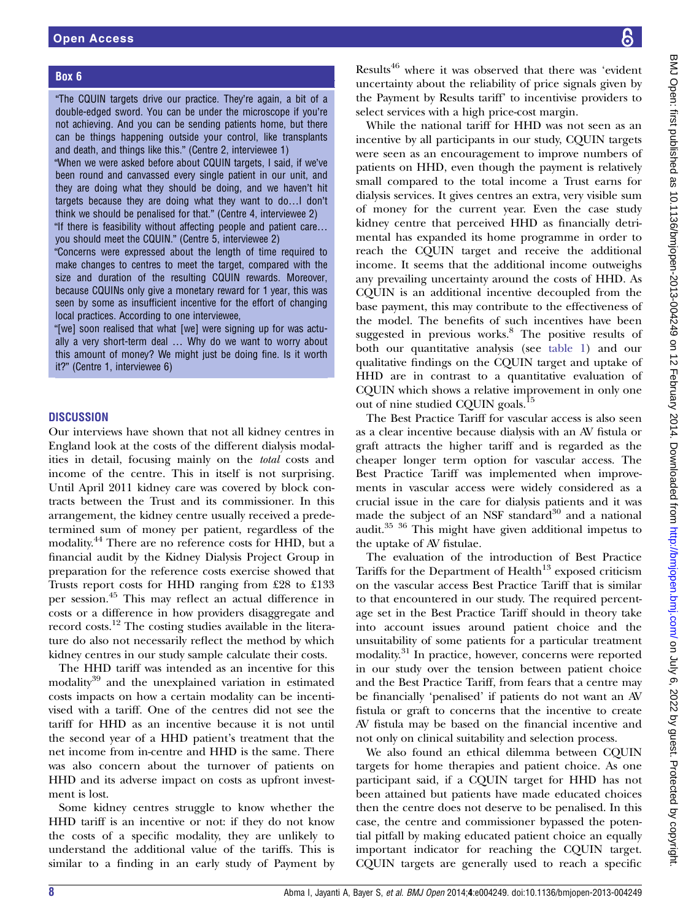### Box 6

"The CQUIN targets drive our practice. They're again, a bit of a double-edged sword. You can be under the microscope if you're not achieving. And you can be sending patients home, but there can be things happening outside your control, like transplants and death, and things like this." (Centre 2, interviewee 1)

"When we were asked before about CQUIN targets, I said, if we've been round and canvassed every single patient in our unit, and they are doing what they should be doing, and we haven't hit targets because they are doing what they want to do…I don't think we should be penalised for that." (Centre 4, interviewee 2)

"If there is feasibility without affecting people and patient care… you should meet the CQUIN." (Centre 5, interviewee 2)

"Concerns were expressed about the length of time required to make changes to centres to meet the target, compared with the size and duration of the resulting CQUIN rewards. Moreover, because CQUINs only give a monetary reward for 1 year, this was seen by some as insufficient incentive for the effort of changing local practices. According to one interviewee,

"[we] soon realised that what [we] were signing up for was actually a very short-term deal … Why do we want to worry about this amount of money? We might just be doing fine. Is it worth it?" (Centre 1, interviewee 6)

## DISCUSSION

Our interviews have shown that not all kidney centres in England look at the costs of the different dialysis modalities in detail, focusing mainly on the *total* costs and income of the centre. This in itself is not surprising. Until April 2011 kidney care was covered by block contracts between the Trust and its commissioner. In this arrangement, the kidney centre usually received a predetermined sum of money per patient, regardless of the modality.[44] There are no reference costs for HHD, but a financial audit by the Kidney Dialysis Project Group in preparation for the reference costs exercise showed that Trusts report costs for HHD ranging from £28 to £133 per session.[45] This may reflect an actual difference in costs or a difference in how providers disaggregate and record costs.[12] The costing studies available in the literature do also not necessarily reflect the method by which kidney centres in our study sample calculate their costs.

The HHD tariff was intended as an incentive for this modality[39] and the unexplained variation in estimated costs impacts on how a certain modality can be incentivised with a tariff. One of the centres did not see the tariff for HHD as an incentive because it is not until the second year of a HHD patient's treatment that the net income from in-centre and HHD is the same. There was also concern about the turnover of patients on HHD and its adverse impact on costs as upfront investment is lost.

Some kidney centres struggle to know whether the HHD tariff is an incentive or not: if they do not know the costs of a specific modality, they are unlikely to understand the additional value of the tariffs. This is similar to a finding in an early study of Payment by Results[46] where it was observed that there was 'evident uncertainty about the reliability of price signals given by the Payment by Results tariff' to incentivise providers to select services with a high price-cost margin.

While the national tariff for HHD was not seen as an incentive by all participants in our study, CQUIN targets were seen as an encouragement to improve numbers of patients on HHD, even though the payment is relatively small compared to the total income a Trust earns for dialysis services. It gives centres an extra, very visible sum of money for the current year. Even the case study kidney centre that perceived HHD as financially detrimental has expanded its home programme in order to reach the CQUIN target and receive the additional income. It seems that the additional income outweighs any prevailing uncertainty around the costs of HHD. As CQUIN is an additional incentive decoupled from the base payment, this may contribute to the effectiveness of the model. The benefits of such incentives have been suggested in previous works.[8] The positive results of both our quantitative analysis (see table 1) and our qualitative findings on the CQUIN target and uptake of HHD are in contrast to a quantitative evaluation of CQUIN which shows a relative improvement in only one out of nine studied CQUIN goals.[15]

The Best Practice Tariff for vascular access is also seen as a clear incentive because dialysis with an AV fistula or graft attracts the higher tariff and is regarded as the cheaper longer term option for vascular access. The Best Practice Tariff was implemented when improvements in vascular access were widely considered as a crucial issue in the care for dialysis patients and it was made the subject of an NSF standard[30] and a national audit.[35 36] This might have given additional impetus to the uptake of AV fistulae.

The evaluation of the introduction of Best Practice Tariffs for the Department of Health[13] exposed criticism on the vascular access Best Practice Tariff that is similar to that encountered in our study. The required percentage set in the Best Practice Tariff should in theory take into account issues around patient choice and the unsuitability of some patients for a particular treatment modality.[31] In practice, however, concerns were reported in our study over the tension between patient choice and the Best Practice Tariff, from fears that a centre may be financially 'penalised' if patients do not want an AV fistula or graft to concerns that the incentive to create AV fistula may be based on the financial incentive and not only on clinical suitability and selection process.

We also found an ethical dilemma between CQUIN targets for home therapies and patient choice. As one participant said, if a CQUIN target for HHD has not been attained but patients have made educated choices then the centre does not deserve to be penalised. In this case, the centre and commissioner bypassed the potential pitfall by making educated patient choice an equally important indicator for reaching the CQUIN target. CQUIN targets are generally used to reach a specific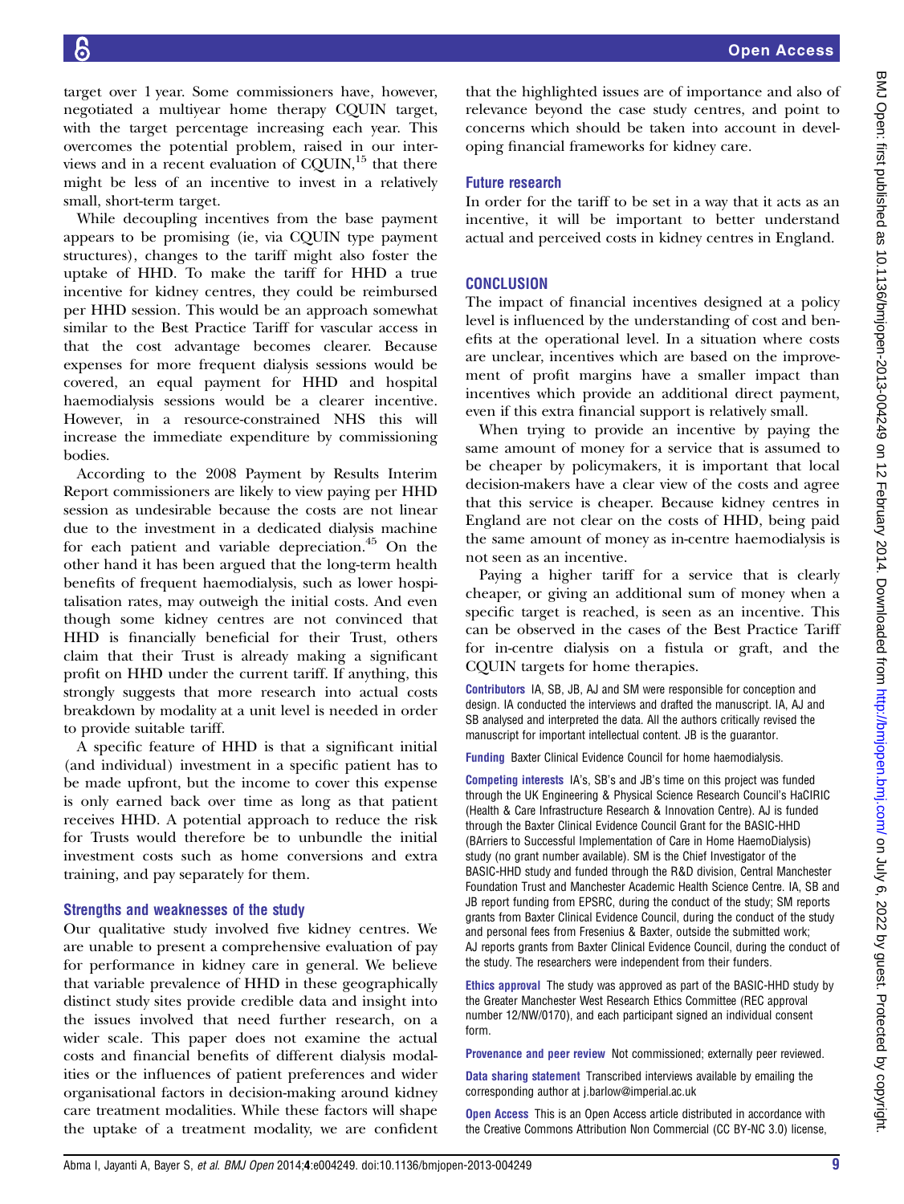target over 1 year. Some commissioners have, however, negotiated a multiyear home therapy CQUIN target, with the target percentage increasing each year. This overcomes the potential problem, raised in our interviews and in a recent evaluation of CQUIN,[15] that there might be less of an incentive to invest in a relatively small, short-term target.

While decoupling incentives from the base payment appears to be promising (ie, via CQUIN type payment structures), changes to the tariff might also foster the uptake of HHD. To make the tariff for HHD a true incentive for kidney centres, they could be reimbursed per HHD session. This would be an approach somewhat similar to the Best Practice Tariff for vascular access in that the cost advantage becomes clearer. Because expenses for more frequent dialysis sessions would be covered, an equal payment for HHD and hospital haemodialysis sessions would be a clearer incentive. However, in a resource-constrained NHS this will increase the immediate expenditure by commissioning bodies.

According to the 2008 Payment by Results Interim Report commissioners are likely to view paying per HHD session as undesirable because the costs are not linear due to the investment in a dedicated dialysis machine for each patient and variable depreciation.[45] On the other hand it has been argued that the long-term health benefits of frequent haemodialysis, such as lower hospitalisation rates, may outweigh the initial costs. And even though some kidney centres are not convinced that HHD is financially beneficial for their Trust, others claim that their Trust is already making a significant profit on HHD under the current tariff. If anything, this strongly suggests that more research into actual costs breakdown by modality at a unit level is needed in order to provide suitable tariff.

A specific feature of HHD is that a significant initial (and individual) investment in a specific patient has to be made upfront, but the income to cover this expense is only earned back over time as long as that patient receives HHD. A potential approach to reduce the risk for Trusts would therefore be to unbundle the initial investment costs such as home conversions and extra training, and pay separately for them.

### Strengths and weaknesses of the study

Our qualitative study involved five kidney centres. We are unable to present a comprehensive evaluation of pay for performance in kidney care in general. We believe that variable prevalence of HHD in these geographically distinct study sites provide credible data and insight into the issues involved that need further research, on a wider scale. This paper does not examine the actual costs and financial benefits of different dialysis modalities or the influences of patient preferences and wider organisational factors in decision-making around kidney care treatment modalities. While these factors will shape the uptake of a treatment modality, we are confident that the highlighted issues are of importance and also of relevance beyond the case study centres, and point to concerns which should be taken into account in developing financial frameworks for kidney care.

### Future research

In order for the tariff to be set in a way that it acts as an incentive, it will be important to better understand actual and perceived costs in kidney centres in England.

## CONCLUSION

The impact of financial incentives designed at a policy level is influenced by the understanding of cost and benefits at the operational level. In a situation where costs are unclear, incentives which are based on the improvement of profit margins have a smaller impact than incentives which provide an additional direct payment, even if this extra financial support is relatively small.

When trying to provide an incentive by paying the same amount of money for a service that is assumed to be cheaper by policymakers, it is important that local decision-makers have a clear view of the costs and agree that this service is cheaper. Because kidney centres in England are not clear on the costs of HHD, being paid the same amount of money as in-centre haemodialysis is not seen as an incentive.

Paying a higher tariff for a service that is clearly cheaper, or giving an additional sum of money when a specific target is reached, is seen as an incentive. This can be observed in the cases of the Best Practice Tariff for in-centre dialysis on a fistula or graft, and the CQUIN targets for home therapies.

**Contributors** IA, SB, JB, AJ and SM were responsible for conception and design. IA conducted the interviews and drafted the manuscript. IA, AJ and SB analysed and interpreted the data. All the authors critically revised the manuscript for important intellectual content. JB is the guarantor.

**Funding** Baxter Clinical Evidence Council for home haemodialysis.

**Competing interests** IA's, SB's and JB's time on this project was funded through the UK Engineering & Physical Science Research Council's HaCIRIC (Health & Care Infrastructure Research & Innovation Centre). AJ is funded through the Baxter Clinical Evidence Council Grant for the BASIC-HHD (BArriers to Successful Implementation of Care in Home HaemoDialysis) study (no grant number available). SM is the Chief Investigator of the BASIC-HHD study and funded through the R&D division, Central Manchester Foundation Trust and Manchester Academic Health Science Centre. IA, SB and JB report funding from EPSRC, during the conduct of the study; SM reports grants from Baxter Clinical Evidence Council, during the conduct of the study and personal fees from Fresenius & Baxter, outside the submitted work; AJ reports grants from Baxter Clinical Evidence Council, during the conduct of the study. The researchers were independent from their funders.

**Ethics approval** The study was approved as part of the BASIC-HHD study by the Greater Manchester West Research Ethics Committee (REC approval number 12/NW/0170), and each participant signed an individual consent form.

**Provenance and peer review** Not commissioned; externally peer reviewed.

**Data sharing statement** Transcribed interviews available by emailing the corresponding author at j.barlow@imperial.ac.uk

**Open Access** This is an Open Access article distributed in accordance with the Creative Commons Attribution Non Commercial (CC BY-NC 3.0) license,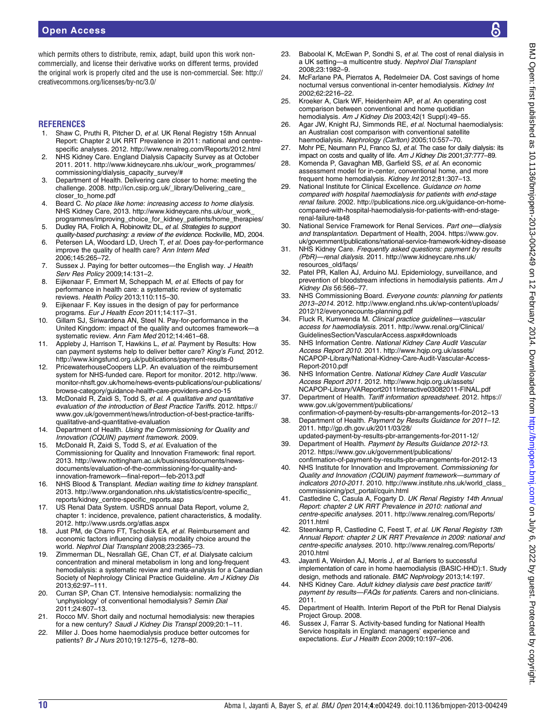which permits others to distribute, remix, adapt, build upon this work non-commercially, and license their derivative works on different terms, provided the original work is properly cited and the use is non-commercial. See: http://creativecommons.org/licenses/by-nc/3.0/

## REFERENCES

1. Shaw C, Pruthi R, Pitcher D, *et al*. UK Renal Registry 15th Annual Report: Chapter 2 UK RRT Prevalence in 2011: national and centre-specific analyses. 2012. http://www.renalreg.com/Reports/2012.html
2. NHS Kidney Care. England Dialysis Capacity Survey as at October 2011. 2011. http://www.kidneycare.nhs.uk/our_work_programmes/commissioning/dialysis_capacity_survey/#
3. Department of Health. Delivering care closer to home: meeting the challenge. 2008. http://icn.csip.org.uk/_library/Delivering_care_closer_to_home.pdf
4. Beard C. *No place like home: increasing access to home dialysis*. NHS Kidney Care, 2013. http://www.kidneycare.nhs.uk/our_work_programmes/improving_choice_for_kidney_patients/home_therapies/
5. Dudley RA, Frolich A, Robinowitz DL, *et al*. *Strategies to support quality-based purchasing: a review of the evidence*. Rockville, MD, 2004.
6. Petersen LA, Woodard LD, Urech T, *et al*. Does pay-for-performance improve the quality of health care? *Ann Intern Med* 2006;145:265–72.
7. Sussex J. Paying for better outcomes—the English way. *J Health Serv Res Policy* 2009;14:131–2.
8. Eijkenaar F, Emmert M, Scheppach M, *et al*. Effects of pay for performance in health care: a systematic review of systematic reviews. *Health Policy* 2013;110:115–30.
9. Eijkenaar F. Key issues in the design of pay for performance programs. *Eur J Health Econ* 2011;14:117–31.
10. Gillam SJ, Siriwardena AN, Steel N. Pay-for-performance in the United Kingdom: impact of the quality and outcomes framework—a systematic review. *Ann Fam Med* 2012;14:461–68.
11. Appleby J, Harrison T, Hawkins L, *et al*. Payment by Results: How can payment systems help to deliver better care? *King's Fund*, 2012. http://www.kingsfund.org.uk/publications/payment-results-0
12. PricewaterhouseCoopers LLP. An evaluation of the reimbursement system for NHS-funded care. Report for monitor. 2012. http://www.monitor-nhsft.gov.uk/home/news-events-publications/our-publications/browse-category/guidance-health-care-providers-and-co-15
13. McDonald R, Zaidi S, Todd S, *et al*. *A qualitative and quantitative evaluation of the introduction of Best Practice Tariffs*. 2012. https://www.gov.uk/government/news/introduction-of-best-practice-tariffs-qualitative-and-quantitative-evaluation
14. Department of Health. *Using the Commissioning for Quality and Innovation (CQUIN) payment framework*. 2009.
15. McDonald R, Zaidi S, Todd S, *et al*. Evaluation of the Commissioning for Quality and Innovation Framework: final report. 2013. http://www.nottingham.ac.uk/business/documents/news-documents/evaluation-of-the-commissioning-for-quality-and-innovation-framework—final-report—feb-2013.pdf
16. NHS Blood & Transplant. *Median waiting time to kidney transplant*. 2013. http://www.organdonation.nhs.uk/statistics/centre-specific_reports/kidney_centre-specific_reports.asp
17. US Renal Data System. USRDS annual Data Report, volume 2, chapter 1: incidence, prevalence, patient characteristics, & modality. 2012. http://www.usrds.org/atlas.aspx
18. Just PM, de Charro FT, Tschosik EA, *et al*. Reimbursement and economic factors influencing dialysis modality choice around the world. *Nephrol Dial Transplant* 2008;23:2365–73.
19. Zimmerman DL, Nesrallah GE, Chan CT, *et al*. Dialysate calcium concentration and mineral metabolism in long and long-frequent hemodialysis: a systematic review and meta-analysis for a Canadian Society of Nephrology Clinical Practice Guideline. *Am J Kidney Dis* 2013;62:97–111.
20. Curran SP, Chan CT. Intensive hemodialysis: normalizing the 'unphysiology' of conventional hemodialysis? *Semin Dial* 2011;24:607–13.
21. Rocco MV. Short daily and nocturnal hemodialysis: new therapies for a new century? *Saudi J Kidney Dis Transpl* 2009;20:1–11.
22. Miller J. Does home haemodialysis produce better outcomes for patients? *Br J Nurs* 2010;19:1275–6, 1278–80.
23. Baboolal K, McEwan P, Sondhi S, *et al*. The cost of renal dialysis in a UK setting—a multicentre study. *Nephrol Dial Transplant* 2008;23:1982–9.
24. McFarlane PA, Pierratos A, Redelmeier DA. Cost savings of home nocturnal versus conventional in-center hemodialysis. *Kidney Int* 2002;62:2216–22.
25. Kroeker A, Clark WF, Heidenheim AP, *et al*. An operating cost comparison between conventional and home quotidian hemodialysis. *Am J Kidney Dis* 2003;42(1 Suppl):49–55.
26. Agar JW, Knight RJ, Simmonds RE, *et al*. Nocturnal haemodialysis: an Australian cost comparison with conventional satellite haemodialysis. *Nephrology (Carlton)* 2005;10:557–70.
27. Mohr PE, Neumann PJ, Franco SJ, *et al*. The case for daily dialysis: its impact on costs and quality of life. *Am J Kidney Dis* 2001;37:777–89.
28. Komenda P, Gavaghan MB, Garfield SS, *et al*. An economic assessment model for in-center, conventional home, and more frequent home hemodialysis. *Kidney Int* 2012;81:307–13.
29. National Institute for Clinical Excellence. *Guidance on home compared with hospital haemodialysis for patients with end-stage renal failure*. 2002. http://publications.nice.org.uk/guidance-on-home-compared-with-hospital-haemodialysis-for-patients-with-end-stage-renal-failure-ta48
30. National Service Framework for Renal Services. *Part one—dialysis and transplantation*. Department of Health, 2004. https://www.gov.uk/government/publications/national-service-framework-kidney-disease
31. NHS Kidney Care. *Frequently asked questions: payment by results (PbR)—renal dialysis*. 2011. http://www.kidneycare.nhs.uk/resources_old/faqs/
32. Patel PR, Kallen AJ, Arduino MJ. Epidemiology, surveillance, and prevention of bloodstream infections in hemodialysis patients. *Am J Kidney Dis* 56:566–77.
33. NHS Commissioning Board. *Everyone counts: planning for patients 2013–2014*. 2012. http://www.england.nhs.uk/wp-content/uploads/2012/12/everyonecounts-planning.pdf
34. Fluck R, Kumwenda M. *Clinical practice guidelines—vascular access for haemodialysis*. 2011. http://www.renal.org/Clinical/GuidelinesSection/VascularAccess.aspx#downloads
35. NHS Information Centre. *National Kidney Care Audit Vascular Access Report 2010*. 2011. http://www.hqip.org.uk/assets/NCAPOP-Library/National-Kidney-Care-Audit-Vascular-Access-Report-2010.pdf
36. NHS Information Centre. *National Kidney Care Audit Vascular Access Report 2011*. 2012. http://www.hqip.org.uk/assets/NCAPOP-Library/VAReport2011Interactive03082011-FINAL.pdf
37. Department of Health. *Tariff information spreadsheet*. 2012. https://www.gov.uk/government/publications/confirmation-of-payment-by-results-pbr-arrangements-for-2012–13
38. Department of Health. *Payment by Results Guidance for 2011–12*. 2011. http://gp.dh.gov.uk/2011/03/28/updated-payment-by-results-pbr-arrangements-for-2011-12/
39. Department of Health. *Payment by Results Guidance 2012-13*. 2012. https://www.gov.uk/government/publications/confirmation-of-payment-by-results-pbr-arrangements-for-2012-13
40. NHS Institute for Innovation and Improvement. *Commissioning for Quality and Innovation (CQUIN) payment framework—summary of indicators 2010-2011*. 2010. http://www.institute.nhs.uk/world_class_commissioning/pct_portal/cquin.html
41. Castledine C, Casula A, Fogarty D. *UK Renal Registry 14th Annual Report: chapter 2 UK RRT Prevalence in 2010: national and centre-specific analyses*. 2011. http://www.renalreg.com/Reports/2011.html
42. Steenkamp R, Castledine C, Feest T, *et al*. *UK Renal Registry 13th Annual Report: chapter 2 UK RRT Prevalence in 2009: national and centre-specific analyses*. 2010. http://www.renalreg.com/Reports/2010.html
43. Jayanti A, Weirden AJ, Morris J, *et al*. Barriers to successful implementation of care in home haemodialysis (BASIC-HHD):1. Study design, methods and rationale. *BMC Nephrology* 2013;14:197.
44. NHS Kidney Care. *Adult kidney dialysis care best practice tariff/payment by results—FAQs for patients*. Carers and non-clinicians. 2011.
45. Department of Health. Interim Report of the PbR for Renal Dialysis Project Group. 2008.
46. Sussex J, Farrar S. Activity-based funding for National Health Service hospitals in England: managers' experience and expectations. *Eur J Health Econ* 2009;10:197–206.